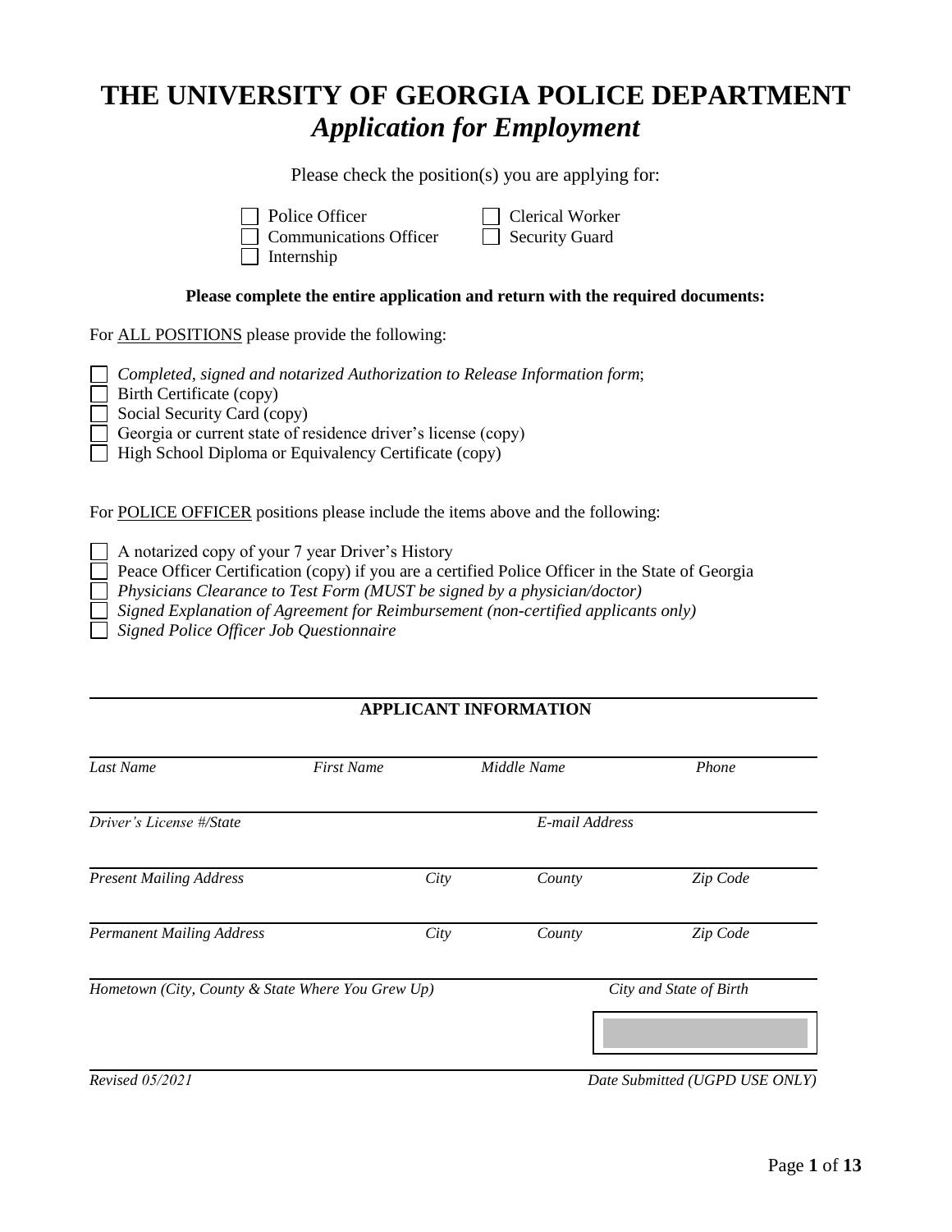# THE UNIVERSITY OF GEORGIA POLICE DEPARTMENT
## *Application for Employment*

Please check the position(s) you are applying for:

- ☐ Police Officer
- ☐ Communications Officer
- ☐ Internship
- ☐ Clerical Worker
- ☐ Security Guard

**Please complete the entire application and return with the required documents:**

For ALL POSITIONS please provide the following:

- ☐ *Completed, signed and notarized Authorization to Release Information form*;
- ☐ Birth Certificate (copy)
- ☐ Social Security Card (copy)
- ☐ Georgia or current state of residence driver's license (copy)
- ☐ High School Diploma or Equivalency Certificate (copy)

For POLICE OFFICER positions please include the items above and the following:

- ☐ A notarized copy of your 7 year Driver's History
- ☐ Peace Officer Certification (copy) if you are a certified Police Officer in the State of Georgia
- ☐ *Physicians Clearance to Test Form (MUST be signed by a physician/doctor)*
- ☐ *Signed Explanation of Agreement for Reimbursement (non-certified applicants only)*
- ☐ *Signed Police Officer Job Questionnaire*

**APPLICANT INFORMATION**

| *Last Name* | *First Name* | *Middle Name* | *Phone* |
|---|---|---|---|

| *Driver's License #/State* | *E-mail Address* |
|---|---|

| *Present Mailing Address* | *City* | *County* | *Zip Code* |
|---|---|---|---|

| *Permanent Mailing Address* | *City* | *County* | *Zip Code* |
|---|---|---|---|

| *Hometown (City, County & State Where You Grew Up)* | *City and State of Birth* |
|---|---|

| *Revised 05/2021* | *Date Submitted (UGPD USE ONLY)* |
|---|---|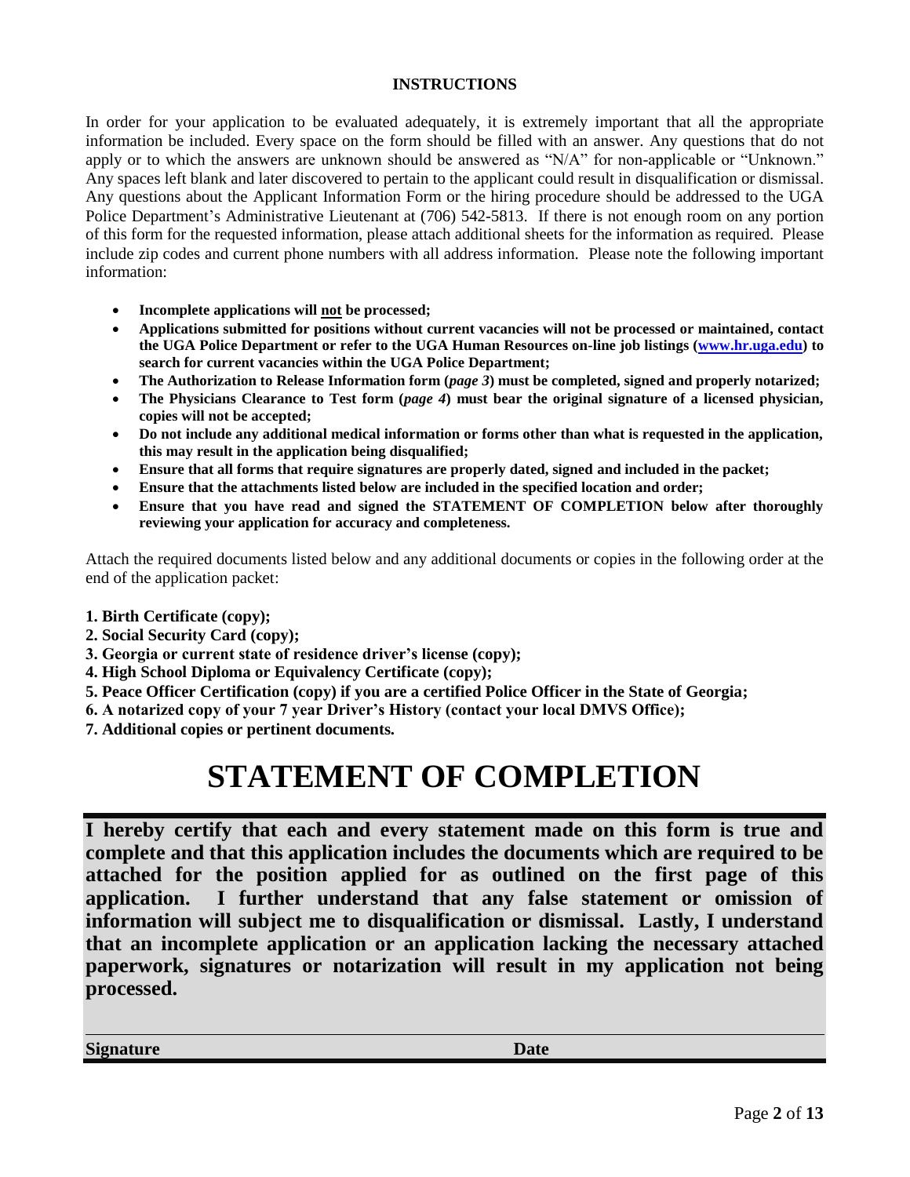### INSTRUCTIONS

In order for your application to be evaluated adequately, it is extremely important that all the appropriate information be included. Every space on the form should be filled with an answer. Any questions that do not apply or to which the answers are unknown should be answered as "N/A" for non-applicable or "Unknown." Any spaces left blank and later discovered to pertain to the applicant could result in disqualification or dismissal. Any questions about the Applicant Information Form or the hiring procedure should be addressed to the UGA Police Department's Administrative Lieutenant at (706) 542-5813. If there is not enough room on any portion of this form for the requested information, please attach additional sheets for the information as required. Please include zip codes and current phone numbers with all address information. Please note the following important information:

- **Incomplete applications will <u>not</u> be processed;**
- **Applications submitted for positions without current vacancies will not be processed or maintained, contact the UGA Police Department or refer to the UGA Human Resources on-line job listings ([www.hr.uga.edu](http://www.hr.uga.edu)) to search for current vacancies within the UGA Police Department;**
- **The Authorization to Release Information form (*page 3*) must be completed, signed and properly notarized;**
- **The Physicians Clearance to Test form (*page 4*) must bear the original signature of a licensed physician, copies will not be accepted;**
- **Do not include any additional medical information or forms other than what is requested in the application, this may result in the application being disqualified;**
- **Ensure that all forms that require signatures are properly dated, signed and included in the packet;**
- **Ensure that the attachments listed below are included in the specified location and order;**
- **Ensure that you have read and signed the STATEMENT OF COMPLETION below after thoroughly reviewing your application for accuracy and completeness.**

Attach the required documents listed below and any additional documents or copies in the following order at the end of the application packet:

**1. Birth Certificate (copy);**
**2. Social Security Card (copy);**
**3. Georgia or current state of residence driver's license (copy);**
**4. High School Diploma or Equivalency Certificate (copy);**
**5. Peace Officer Certification (copy) if you are a certified Police Officer in the State of Georgia;**
**6. A notarized copy of your 7 year Driver's History (contact your local DMVS Office);**
**7. Additional copies or pertinent documents.**

# STATEMENT OF COMPLETION

**I hereby certify that each and every statement made on this form is true and complete and that this application includes the documents which are required to be attached for the position applied for as outlined on the first page of this application. I further understand that any false statement or omission of information will subject me to disqualification or dismissal. Lastly, I understand that an incomplete application or an application lacking the necessary attached paperwork, signatures or notarization will result in my application not being processed.**

**Signature** **Date**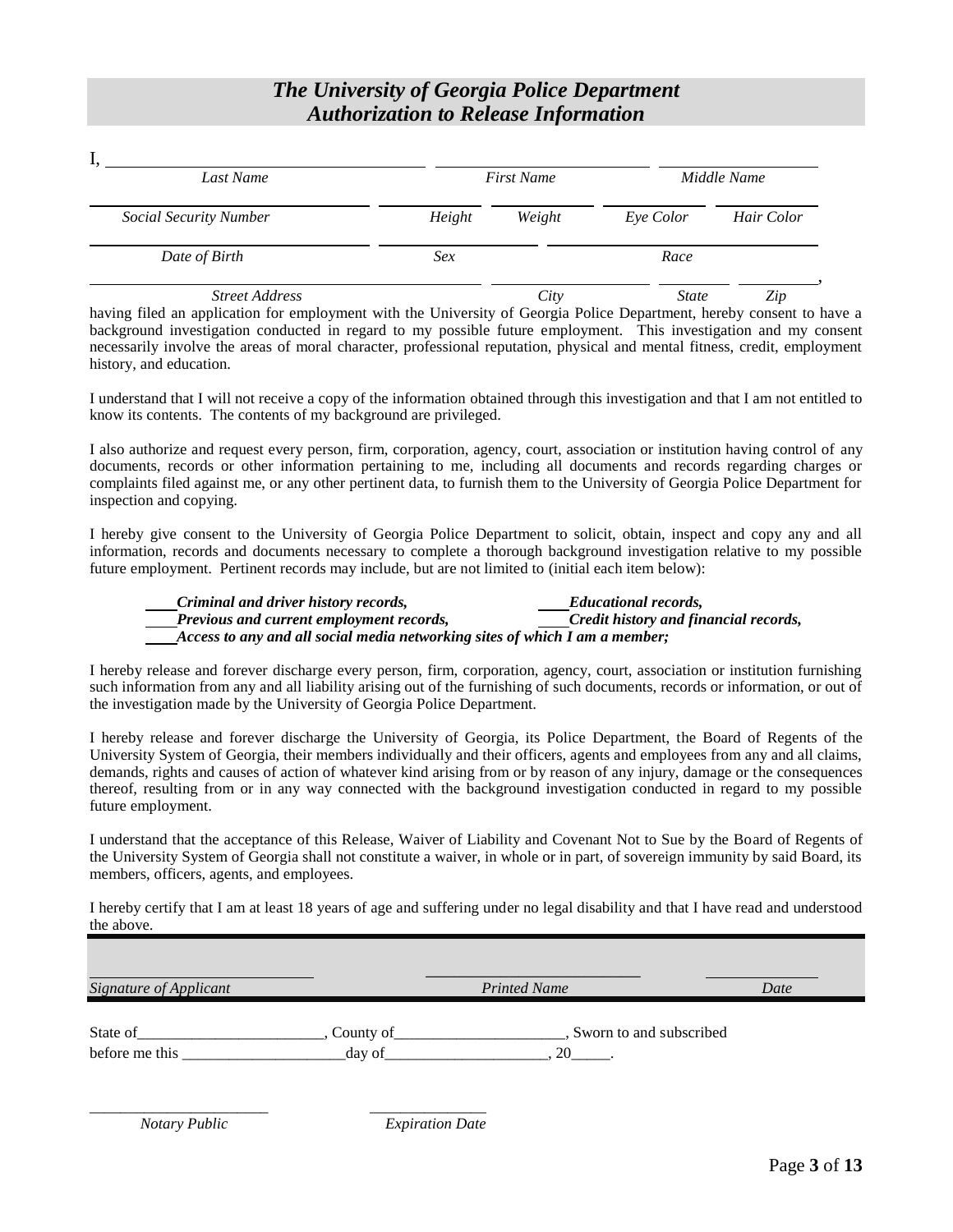# *The University of Georgia Police Department*
# *Authorization to Release Information*

I, \_\_\_\_\_\_\_\_\_\_\_\_\_\_\_\_\_\_\_\_\_\_\_\_\_\_\_\_ \_\_\_\_\_\_\_\_\_\_\_\_\_\_\_\_\_\_\_\_ \_\_\_\_\_\_\_\_\_\_\_\_\_\_\_\_\_\_\_\_

*Last Name* *First Name* *Middle Name*

\_\_\_\_\_\_\_\_\_\_\_\_\_\_\_\_\_\_\_\_\_\_\_\_\_\_\_\_ \_\_\_\_\_\_\_\_\_\_ \_\_\_\_\_\_\_\_\_\_ \_\_\_\_\_\_\_\_\_\_ \_\_\_\_\_\_\_\_\_\_

*Social Security Number* *Height* *Weight* *Eye Color* *Hair Color*

\_\_\_\_\_\_\_\_\_\_\_\_\_\_\_\_\_\_\_\_\_\_\_\_\_\_\_\_ \_\_\_\_\_\_\_\_\_\_\_\_\_\_\_\_\_\_\_\_ \_\_\_\_\_\_\_\_\_\_\_\_\_\_\_\_\_\_\_\_\_\_\_\_\_\_\_\_

*Date of Birth* *Sex* *Race*

\_\_\_\_\_\_\_\_\_\_\_\_\_\_\_\_\_\_\_\_\_\_\_\_\_\_\_\_\_\_\_\_\_\_\_\_ \_\_\_\_\_\_\_\_\_\_\_\_\_\_\_\_\_\_\_\_ \_\_\_\_\_\_\_\_\_\_ \_\_\_\_\_\_\_\_\_\_,

*Street Address* *City* *State* *Zip*

having filed an application for employment with the University of Georgia Police Department, hereby consent to have a background investigation conducted in regard to my possible future employment. This investigation and my consent necessarily involve the areas of moral character, professional reputation, physical and mental fitness, credit, employment history, and education.

I understand that I will not receive a copy of the information obtained through this investigation and that I am not entitled to know its contents. The contents of my background are privileged.

I also authorize and request every person, firm, corporation, agency, court, association or institution having control of any documents, records or other information pertaining to me, including all documents and records regarding charges or complaints filed against me, or any other pertinent data, to furnish them to the University of Georgia Police Department for inspection and copying.

I hereby give consent to the University of Georgia Police Department to solicit, obtain, inspect and copy any and all information, records and documents necessary to complete a thorough background investigation relative to my possible future employment. Pertinent records may include, but are not limited to (initial each item below):

\_\_\_\_***Criminal and driver history records,*** \_\_\_\_***Educational records,***
\_\_\_\_***Previous and current employment records,*** \_\_\_\_***Credit history and financial records,***
\_\_\_\_***Access to any and all social media networking sites of which I am a member;***

I hereby release and forever discharge every person, firm, corporation, agency, court, association or institution furnishing such information from any and all liability arising out of the furnishing of such documents, records or information, or out of the investigation made by the University of Georgia Police Department.

I hereby release and forever discharge the University of Georgia, its Police Department, the Board of Regents of the University System of Georgia, their members individually and their officers, agents and employees from any and all claims, demands, rights and causes of action of whatever kind arising from or by reason of any injury, damage or the consequences thereof, resulting from or in any way connected with the background investigation conducted in regard to my possible future employment.

I understand that the acceptance of this Release, Waiver of Liability and Covenant Not to Sue by the Board of Regents of the University System of Georgia shall not constitute a waiver, in whole or in part, of sovereign immunity by said Board, its members, officers, agents, and employees.

I hereby certify that I am at least 18 years of age and suffering under no legal disability and that I have read and understood the above.

\_\_\_\_\_\_\_\_\_\_\_\_\_\_\_\_\_\_\_\_\_\_\_\_ \_\_\_\_\_\_\_\_\_\_\_\_\_\_\_\_\_\_\_\_\_\_\_\_ \_\_\_\_\_\_\_\_\_\_\_\_

*Signature of Applicant* *Printed Name* *Date*

State of\_\_\_\_\_\_\_\_\_\_\_\_\_\_\_\_\_\_\_\_\_\_\_\_, County of\_\_\_\_\_\_\_\_\_\_\_\_\_\_\_\_\_\_\_\_\_\_, Sworn to and subscribed before me this \_\_\_\_\_\_\_\_\_\_\_\_\_\_\_\_\_\_\_\_\_day of\_\_\_\_\_\_\_\_\_\_\_\_\_\_\_\_\_\_\_\_, 20\_\_\_\_\_.

\_\_\_\_\_\_\_\_\_\_\_\_\_\_\_\_\_\_\_\_\_\_\_ \_\_\_\_\_\_\_\_\_\_\_\_\_\_\_

*Notary Public* *Expiration Date*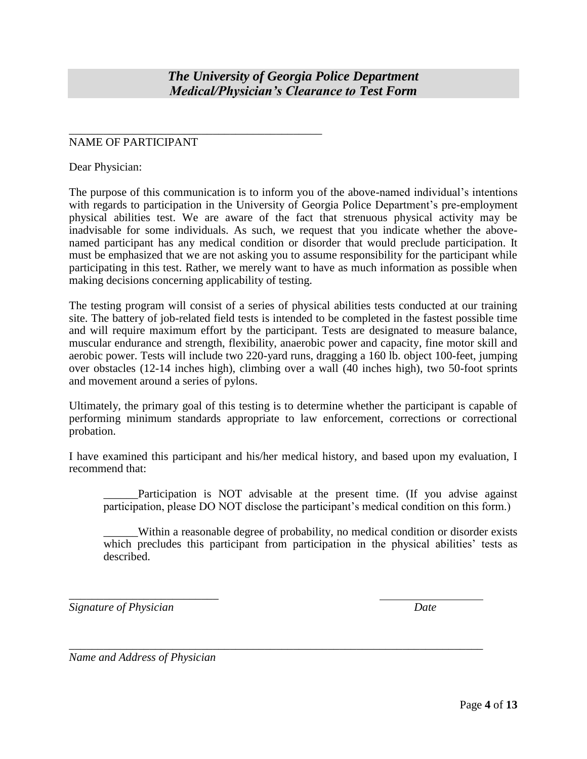## *The University of Georgia Police Department Medical/Physician's Clearance to Test Form*

\_\_\_\_\_\_\_\_\_\_\_\_\_\_\_\_\_\_\_\_\_\_\_\_\_\_\_\_\_\_\_\_\_\_\_\_\_\_\_\_\_\_\_\_

NAME OF PARTICIPANT

Dear Physician:

The purpose of this communication is to inform you of the above-named individual's intentions with regards to participation in the University of Georgia Police Department's pre-employment physical abilities test. We are aware of the fact that strenuous physical activity may be inadvisable for some individuals. As such, we request that you indicate whether the above-named participant has any medical condition or disorder that would preclude participation. It must be emphasized that we are not asking you to assume responsibility for the participant while participating in this test. Rather, we merely want to have as much information as possible when making decisions concerning applicability of testing.

The testing program will consist of a series of physical abilities tests conducted at our training site. The battery of job-related field tests is intended to be completed in the fastest possible time and will require maximum effort by the participant. Tests are designated to measure balance, muscular endurance and strength, flexibility, anaerobic power and capacity, fine motor skill and aerobic power. Tests will include two 220-yard runs, dragging a 160 lb. object 100-feet, jumping over obstacles (12-14 inches high), climbing over a wall (40 inches high), two 50-foot sprints and movement around a series of pylons.

Ultimately, the primary goal of this testing is to determine whether the participant is capable of performing minimum standards appropriate to law enforcement, corrections or correctional probation.

I have examined this participant and his/her medical history, and based upon my evaluation, I recommend that:

\_\_\_\_\_\_Participation is NOT advisable at the present time. (If you advise against participation, please DO NOT disclose the participant's medical condition on this form.)

\_\_\_\_\_\_Within a reasonable degree of probability, no medical condition or disorder exists which precludes this participant from participation in the physical abilities' tests as described.

\_\_\_\_\_\_\_\_\_\_\_\_\_\_\_\_\_\_\_\_\_\_\_\_\_\_ \_\_\_\_\_\_\_\_\_\_\_\_\_\_\_\_\_\_

*Signature of Physician* *Date*

\_\_\_\_\_\_\_\_\_\_\_\_\_\_\_\_\_\_\_\_\_\_\_\_\_\_\_\_\_\_\_\_\_\_\_\_\_\_\_\_\_\_\_\_\_\_\_\_\_\_\_\_\_\_\_\_\_\_\_\_\_\_\_\_\_\_\_\_\_\_

*Name and Address of Physician*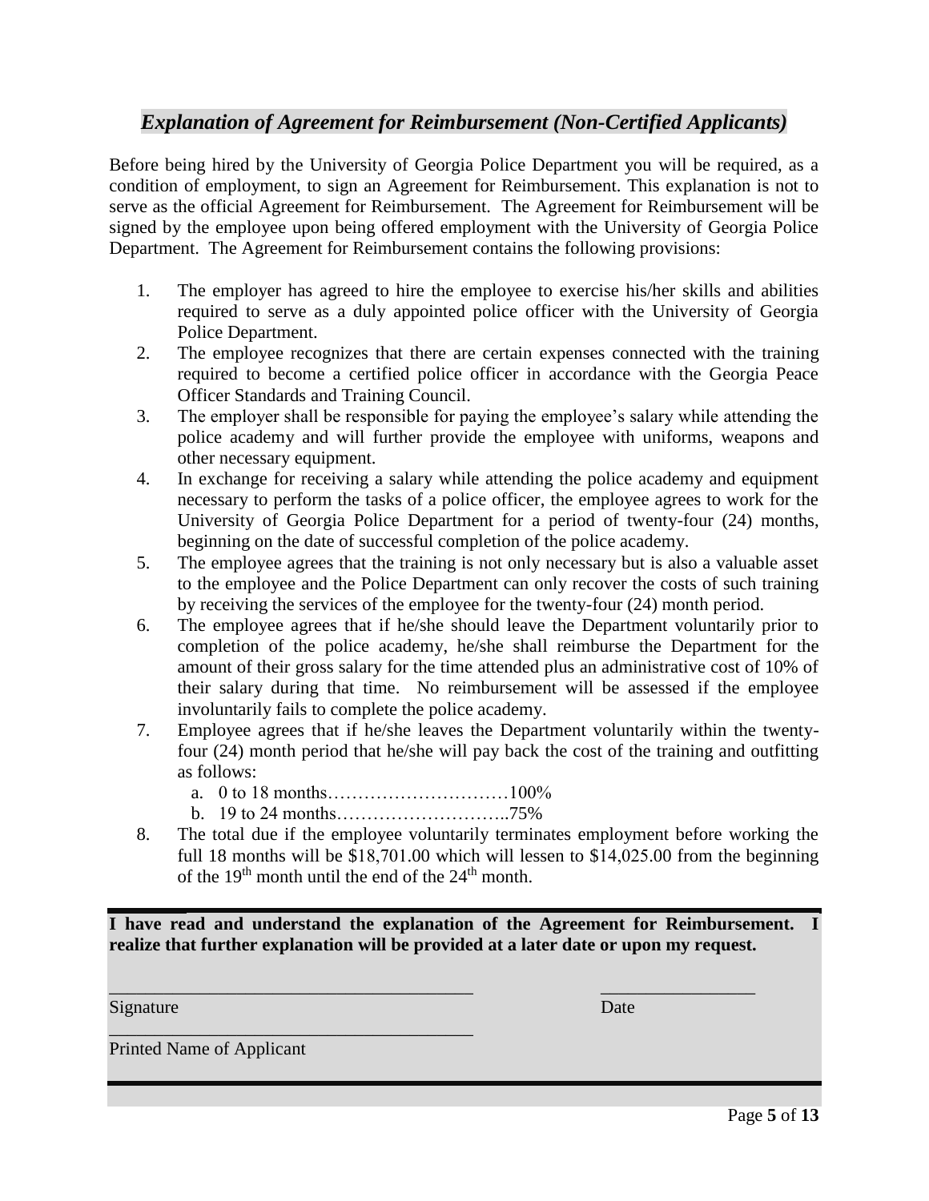## *Explanation of Agreement for Reimbursement (Non-Certified Applicants)*

Before being hired by the University of Georgia Police Department you will be required, as a condition of employment, to sign an Agreement for Reimbursement. This explanation is not to serve as the official Agreement for Reimbursement. The Agreement for Reimbursement will be signed by the employee upon being offered employment with the University of Georgia Police Department. The Agreement for Reimbursement contains the following provisions:

1. The employer has agreed to hire the employee to exercise his/her skills and abilities required to serve as a duly appointed police officer with the University of Georgia Police Department.
2. The employee recognizes that there are certain expenses connected with the training required to become a certified police officer in accordance with the Georgia Peace Officer Standards and Training Council.
3. The employer shall be responsible for paying the employee's salary while attending the police academy and will further provide the employee with uniforms, weapons and other necessary equipment.
4. In exchange for receiving a salary while attending the police academy and equipment necessary to perform the tasks of a police officer, the employee agrees to work for the University of Georgia Police Department for a period of twenty-four (24) months, beginning on the date of successful completion of the police academy.
5. The employee agrees that the training is not only necessary but is also a valuable asset to the employee and the Police Department can only recover the costs of such training by receiving the services of the employee for the twenty-four (24) month period.
6. The employee agrees that if he/she should leave the Department voluntarily prior to completion of the police academy, he/she shall reimburse the Department for the amount of their gross salary for the time attended plus an administrative cost of 10% of their salary during that time. No reimbursement will be assessed if the employee involuntarily fails to complete the police academy.
7. Employee agrees that if he/she leaves the Department voluntarily within the twenty-four (24) month period that he/she will pay back the cost of the training and outfitting as follows:
   a. 0 to 18 months…………………………100%
   b. 19 to 24 months………………………..75%
8. The total due if the employee voluntarily terminates employment before working the full 18 months will be $18,701.00 which will lessen to $14,025.00 from the beginning of the 19th month until the end of the 24th month.

**I have read and understand the explanation of the Agreement for Reimbursement. I realize that further explanation will be provided at a later date or upon my request.**

_______________________________________ _________________

Signature Date

_______________________________________

Printed Name of Applicant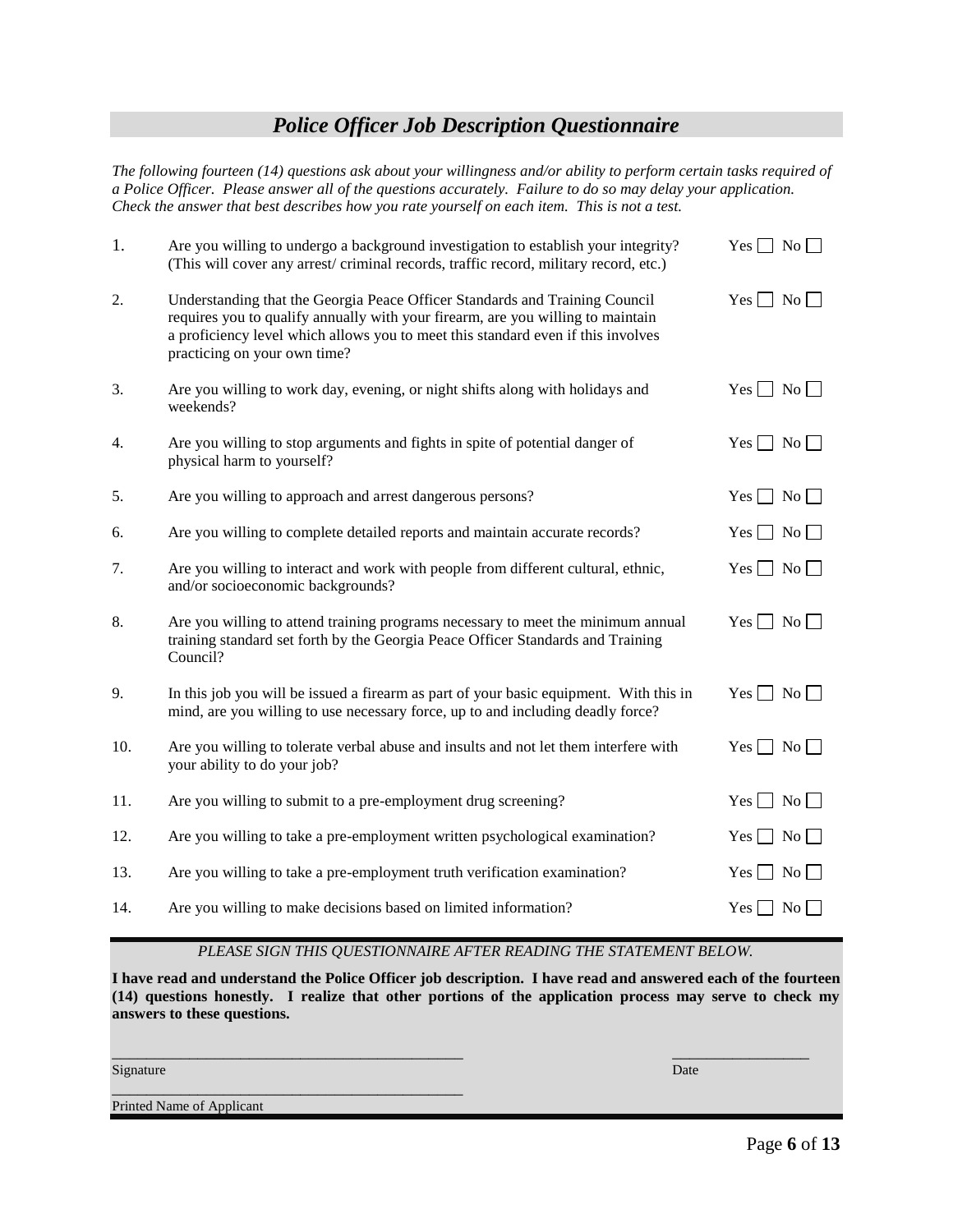## *Police Officer Job Description Questionnaire*

*The following fourteen (14) questions ask about your willingness and/or ability to perform certain tasks required of a Police Officer. Please answer all of the questions accurately. Failure to do so may delay your application. Check the answer that best describes how you rate yourself on each item. This is not a test.*

| | Question | Answer |
|---|---|---|
| 1. | Are you willing to undergo a background investigation to establish your integrity? (This will cover any arrest/ criminal records, traffic record, military record, etc.) | Yes ☐ No ☐ |
| 2. | Understanding that the Georgia Peace Officer Standards and Training Council requires you to qualify annually with your firearm, are you willing to maintain a proficiency level which allows you to meet this standard even if this involves practicing on your own time? | Yes ☐ No ☐ |
| 3. | Are you willing to work day, evening, or night shifts along with holidays and weekends? | Yes ☐ No ☐ |
| 4. | Are you willing to stop arguments and fights in spite of potential danger of physical harm to yourself? | Yes ☐ No ☐ |
| 5. | Are you willing to approach and arrest dangerous persons? | Yes ☐ No ☐ |
| 6. | Are you willing to complete detailed reports and maintain accurate records? | Yes ☐ No ☐ |
| 7. | Are you willing to interact and work with people from different cultural, ethnic, and/or socioeconomic backgrounds? | Yes ☐ No ☐ |
| 8. | Are you willing to attend training programs necessary to meet the minimum annual training standard set forth by the Georgia Peace Officer Standards and Training Council? | Yes ☐ No ☐ |
| 9. | In this job you will be issued a firearm as part of your basic equipment. With this in mind, are you willing to use necessary force, up to and including deadly force? | Yes ☐ No ☐ |
| 10. | Are you willing to tolerate verbal abuse and insults and not let them interfere with your ability to do your job? | Yes ☐ No ☐ |
| 11. | Are you willing to submit to a pre-employment drug screening? | Yes ☐ No ☐ |
| 12. | Are you willing to take a pre-employment written psychological examination? | Yes ☐ No ☐ |
| 13. | Are you willing to take a pre-employment truth verification examination? | Yes ☐ No ☐ |
| 14. | Are you willing to make decisions based on limited information? | Yes ☐ No ☐ |

*PLEASE SIGN THIS QUESTIONNAIRE AFTER READING THE STATEMENT BELOW.*

**I have read and understand the Police Officer job description. I have read and answered each of the fourteen (14) questions honestly. I realize that other portions of the application process may serve to check my answers to these questions.**

_______________________________________________ Signature

__________________ Date

_______________________________________________ Printed Name of Applicant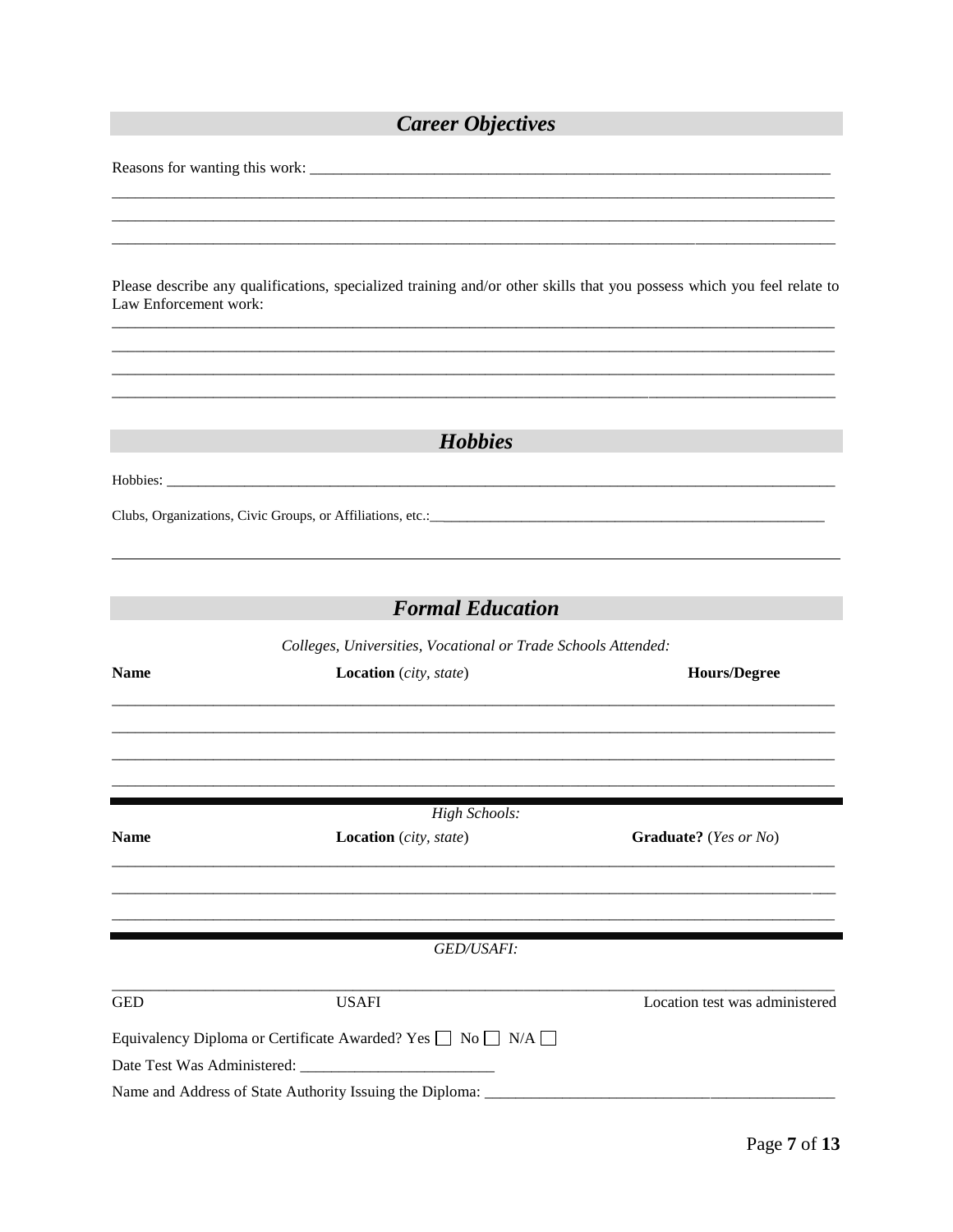## *Career Objectives*

Reasons for wanting this work: ______________________________________________________________________

_____________________________________________________________________________________________

_____________________________________________________________________________________________

_____________________________________________________________________________________________

Please describe any qualifications, specialized training and/or other skills that you possess which you feel relate to Law Enforcement work:

_____________________________________________________________________________________________

_____________________________________________________________________________________________

_____________________________________________________________________________________________

_____________________________________________________________________________________________

## *Hobbies*

Hobbies: _____________________________________________________________________________________

Clubs, Organizations, Civic Groups, or Affiliations, etc.:_________________________________________________

_____________________________________________________________________________________________

## *Formal Education*

*Colleges, Universities, Vocational or Trade Schools Attended:*

| **Name** | **Location** (*city, state*) | **Hours/Degree** |
|---|---|---|
| | | |
| | | |
| | | |
| | | |

*High Schools:*

| **Name** | **Location** (*city, state*) | **Graduate?** (*Yes or No*) |
|---|---|---|
| | | |
| | | |
| | | |

*GED/USAFI:*

| GED | USAFI | Location test was administered |
|---|---|---|
| | | |

Equivalency Diploma or Certificate Awarded? Yes ☐ No ☐ N/A ☐

Date Test Was Administered: ________________________

Name and Address of State Authority Issuing the Diploma: ____________________________________________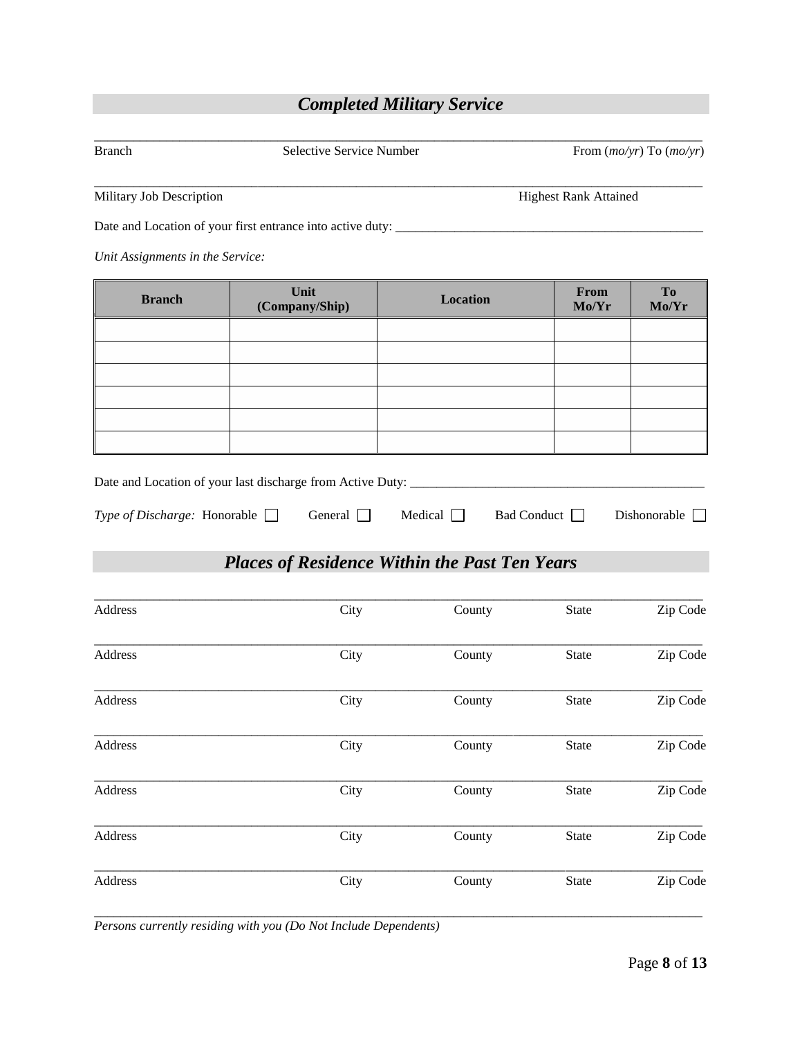## *Completed Military Service*

_______________________________________________________________________________

Branch | Selective Service Number | From (*mo/yr*) To (*mo/yr*)

_______________________________________________________________________________

Military Job Description | Highest Rank Attained

Date and Location of your first entrance into active duty: _______________________________________________

*Unit Assignments in the Service:*

| Branch | Unit (Company/Ship) | Location | From Mo/Yr | To Mo/Yr |
|---|---|---|---|---|
| | | | | |
| | | | | |
| | | | | |
| | | | | |
| | | | | |
| | | | | |

Date and Location of your last discharge from Active Duty: _______________________________________________

*Type of Discharge:* Honorable ☐ General ☐ Medical ☐ Bad Conduct ☐ Dishonorable ☐

## *Places of Residence Within the Past Ten Years*

_______________________________________________________________________________

Address | City | County | State | Zip Code

_______________________________________________________________________________

Address | City | County | State | Zip Code

_______________________________________________________________________________

Address | City | County | State | Zip Code

_______________________________________________________________________________

Address | City | County | State | Zip Code

_______________________________________________________________________________

Address | City | County | State | Zip Code

_______________________________________________________________________________

Address | City | County | State | Zip Code

_______________________________________________________________________________

Address | City | County | State | Zip Code

_______________________________________________________________________________

*Persons currently residing with you (Do Not Include Dependents)*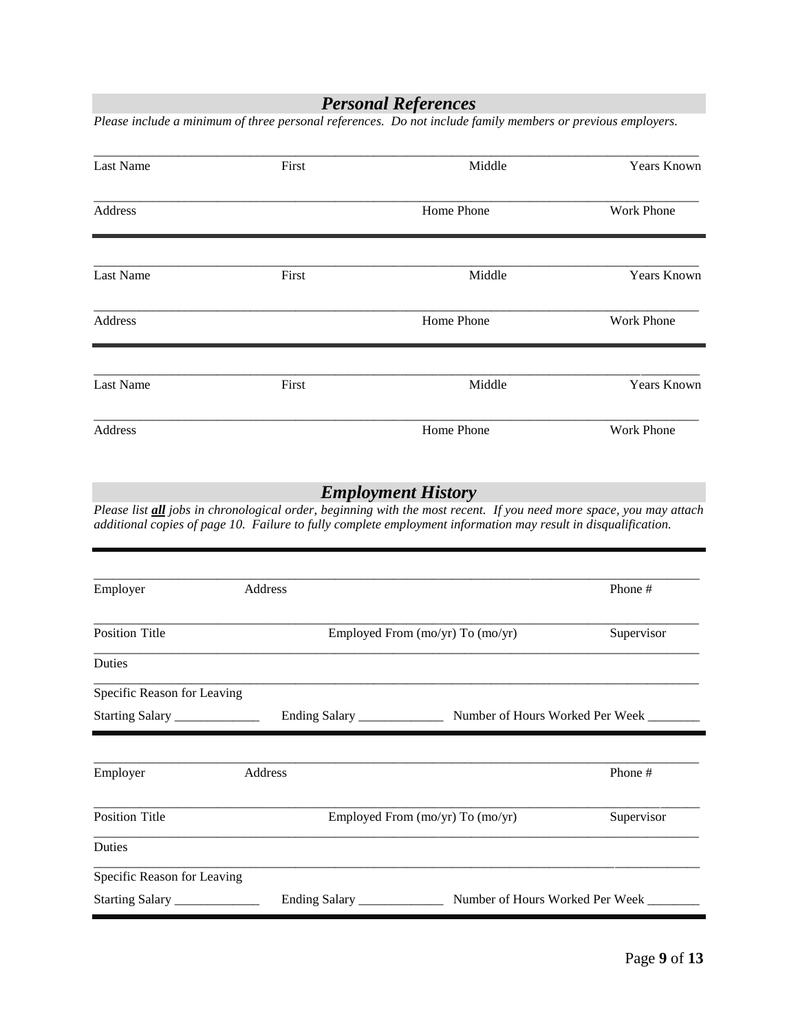## *Personal References*

*Please include a minimum of three personal references. Do not include family members or previous employers.*

______________________________________________________________________________

Last Name | First | Middle | Years Known

______________________________________________________________________________

Address | Home Phone | Work Phone

---

______________________________________________________________________________

Last Name | First | Middle | Years Known

______________________________________________________________________________

Address | Home Phone | Work Phone

---

______________________________________________________________________________

Last Name | First | Middle | Years Known

______________________________________________________________________________

Address | Home Phone | Work Phone

## *Employment History*

*Please list **all** jobs in chronological order, beginning with the most recent. If you need more space, you may attach additional copies of page 10. Failure to fully complete employment information may result in disqualification.*

---

______________________________________________________________________________

Employer | Address | Phone #

______________________________________________________________________________

Position Title | Employed From (mo/yr) To (mo/yr) | Supervisor

______________________________________________________________________________

Duties

______________________________________________________________________________

Specific Reason for Leaving

Starting Salary _____________ Ending Salary _____________ Number of Hours Worked Per Week ________

---

______________________________________________________________________________

Employer | Address | Phone #

______________________________________________________________________________

Position Title | Employed From (mo/yr) To (mo/yr) | Supervisor

______________________________________________________________________________

Duties

______________________________________________________________________________

Specific Reason for Leaving

Starting Salary _____________ Ending Salary _____________ Number of Hours Worked Per Week ________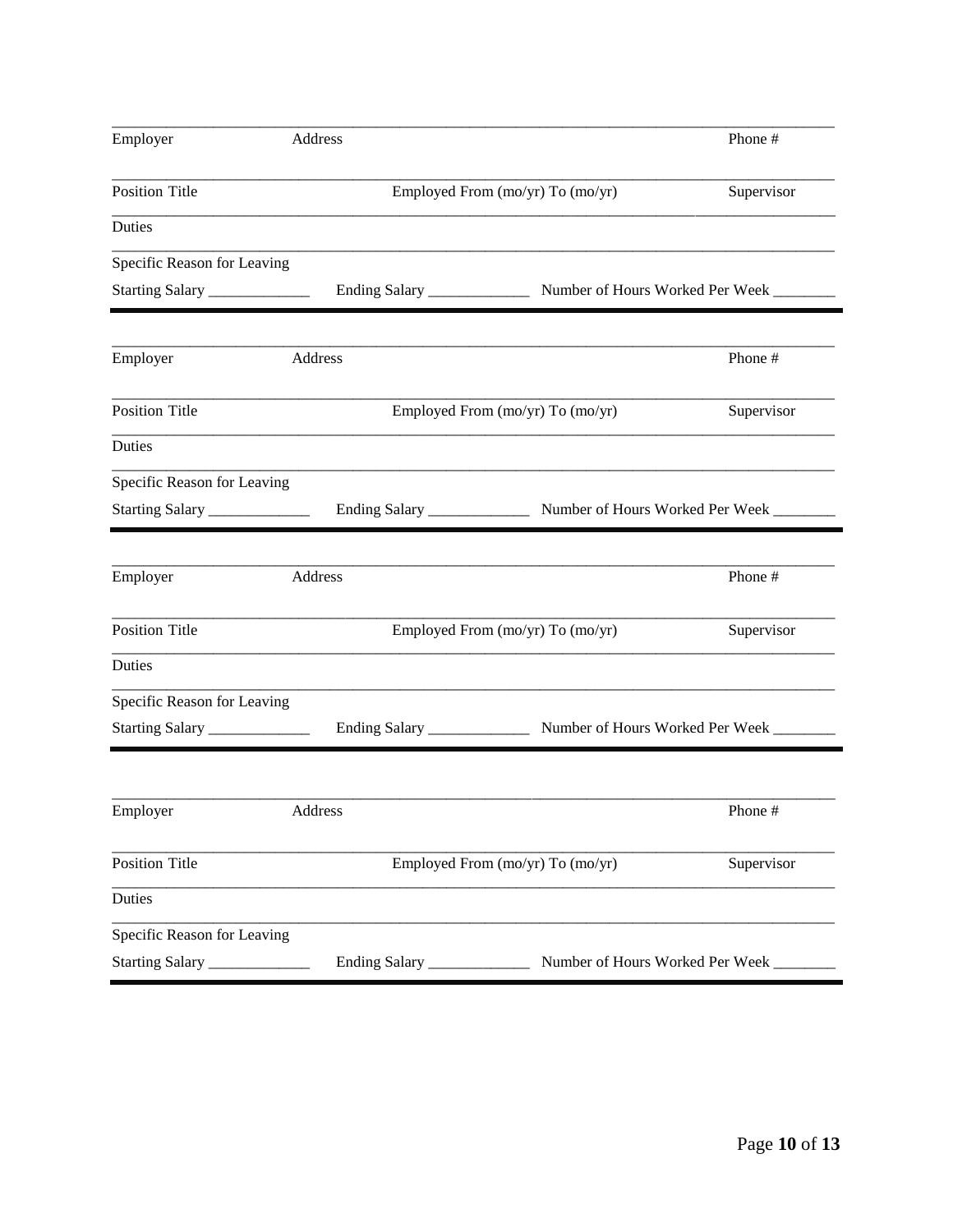_______________________________________________________________________________

Employer　　　　　Address　　　　　　　　　　　　　　　　　　　　　　Phone #

_______________________________________________________________________________

Position Title　　　　　　　Employed From (mo/yr) To (mo/yr)　　　　　Supervisor

_______________________________________________________________________________

Duties

_______________________________________________________________________________

Specific Reason for Leaving

Starting Salary _____________　Ending Salary _____________　Number of Hours Worked Per Week ________

---

_______________________________________________________________________________

Employer　　　　　Address　　　　　　　　　　　　　　　　　　　　　　Phone #

_______________________________________________________________________________

Position Title　　　　　　　Employed From (mo/yr) To (mo/yr)　　　　　Supervisor

_______________________________________________________________________________

Duties

_______________________________________________________________________________

Specific Reason for Leaving

Starting Salary _____________　Ending Salary _____________　Number of Hours Worked Per Week ________

---

_______________________________________________________________________________

Employer　　　　　Address　　　　　　　　　　　　　　　　　　　　　　Phone #

_______________________________________________________________________________

Position Title　　　　　　　Employed From (mo/yr) To (mo/yr)　　　　　Supervisor

_______________________________________________________________________________

Duties

_______________________________________________________________________________

Specific Reason for Leaving

Starting Salary _____________　Ending Salary _____________　Number of Hours Worked Per Week ________

---

_______________________________________________________________________________

Employer　　　　　Address　　　　　　　　　　　　　　　　　　　　　　Phone #

_______________________________________________________________________________

Position Title　　　　　　　Employed From (mo/yr) To (mo/yr)　　　　　Supervisor

_______________________________________________________________________________

Duties

_______________________________________________________________________________

Specific Reason for Leaving

Starting Salary _____________　Ending Salary _____________　Number of Hours Worked Per Week ________

---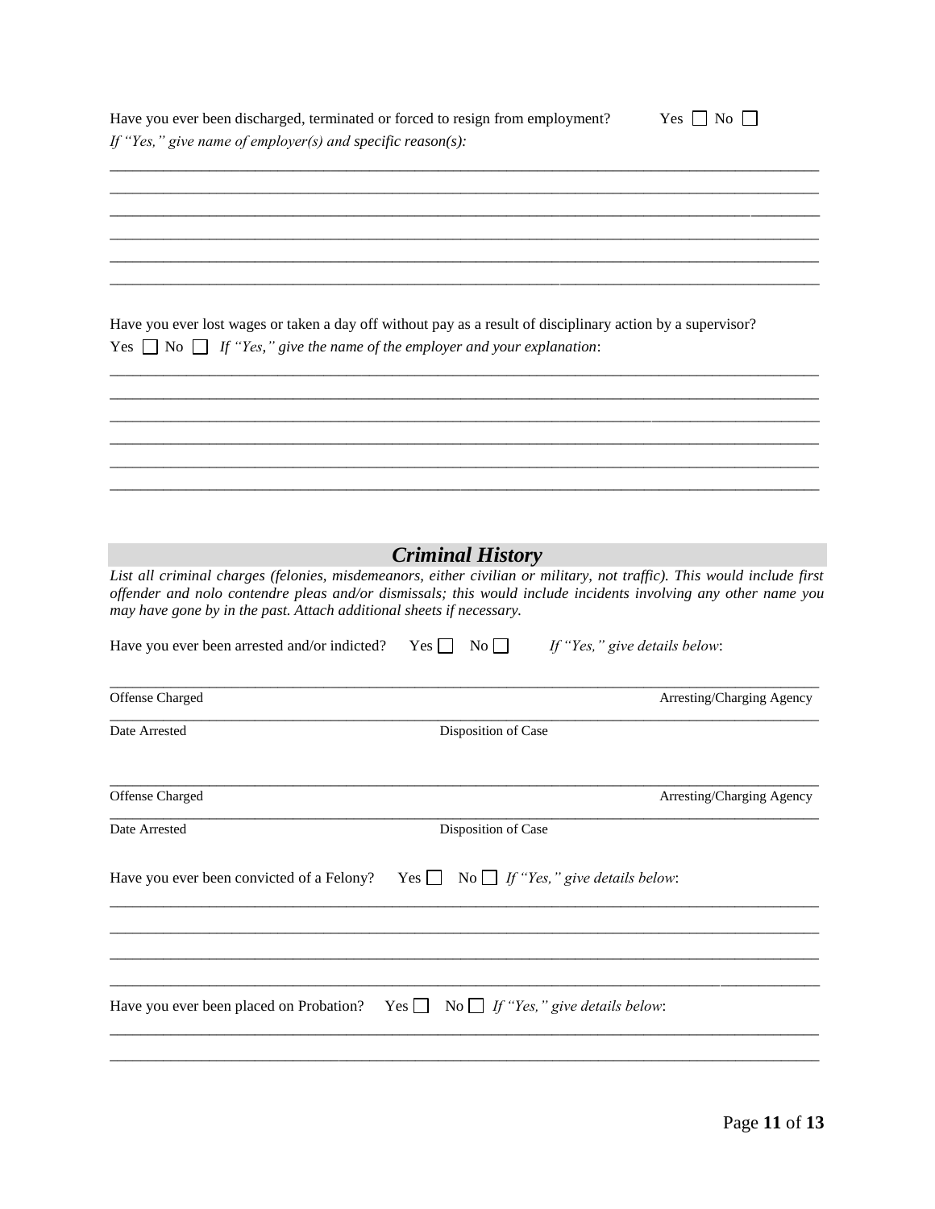Have you ever been discharged, terminated or forced to resign from employment? Yes ☐ No ☐

*If "Yes," give name of employer(s) and specific reason(s):*

______________________________________________________________________________

______________________________________________________________________________

______________________________________________________________________________

______________________________________________________________________________

______________________________________________________________________________

______________________________________________________________________________

Have you ever lost wages or taken a day off without pay as a result of disciplinary action by a supervisor?

Yes ☐ No ☐ *If "Yes," give the name of the employer and your explanation*:

______________________________________________________________________________

______________________________________________________________________________

______________________________________________________________________________

______________________________________________________________________________

______________________________________________________________________________

______________________________________________________________________________

## *Criminal History*

***List all criminal charges (felonies, misdemeanors, either civilian or military, not traffic). This would include first offender and nolo contendre pleas and/or dismissals; this would include incidents involving any other name you may have gone by in the past. Attach additional sheets if necessary.***

Have you ever been arrested and/or indicted? Yes ☐ No ☐ *If "Yes," give details below*:

______________________________________________________________________________

Offense Charged Arresting/Charging Agency

______________________________________________________________________________

Date Arrested Disposition of Case

______________________________________________________________________________

Offense Charged Arresting/Charging Agency

______________________________________________________________________________

Date Arrested Disposition of Case

Have you ever been convicted of a Felony? Yes ☐ No ☐ *If "Yes," give details below*:

______________________________________________________________________________

______________________________________________________________________________

______________________________________________________________________________

______________________________________________________________________________

Have you ever been placed on Probation? Yes ☐ No ☐ *If "Yes," give details below*:

______________________________________________________________________________

______________________________________________________________________________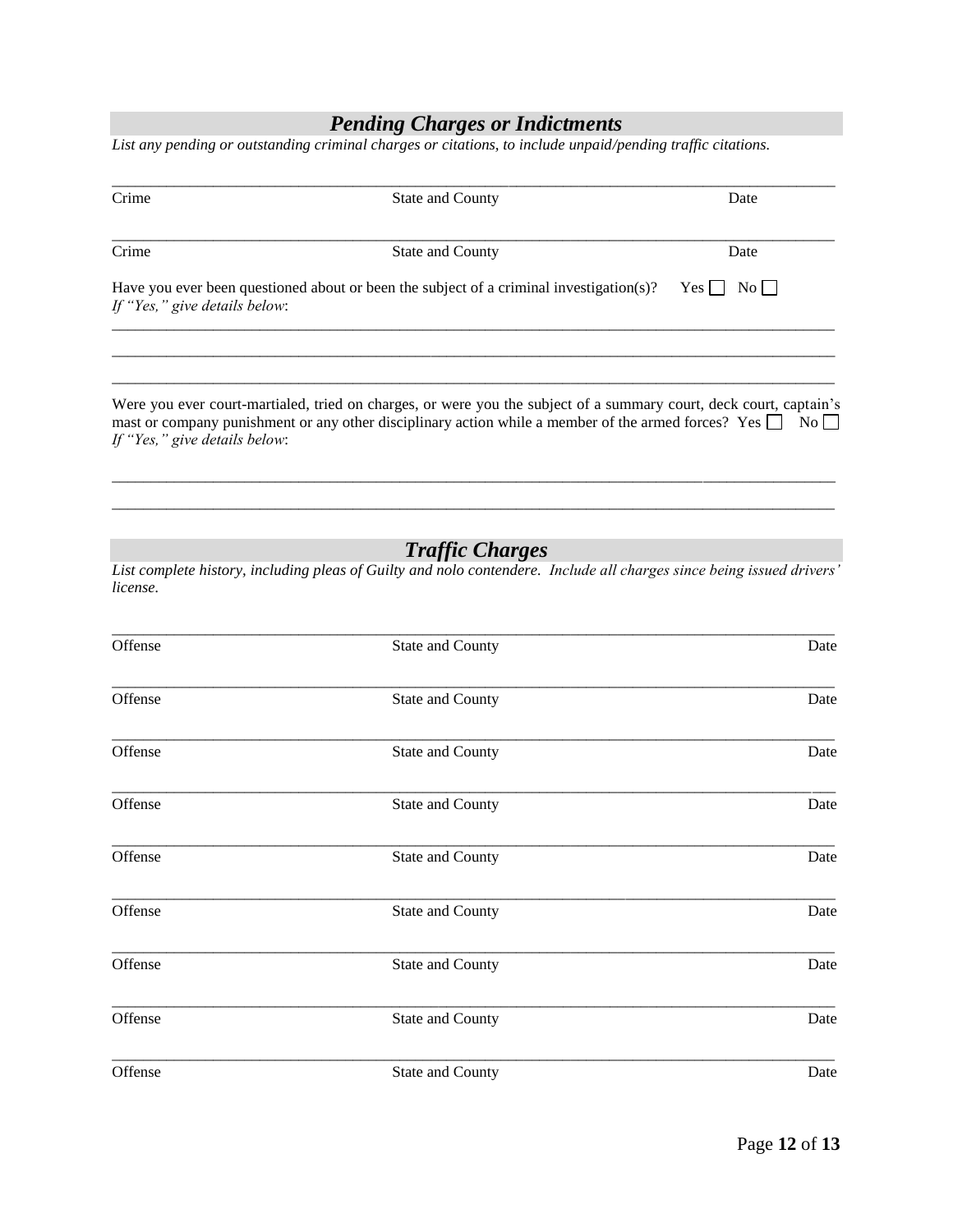## *Pending Charges or Indictments*

*List any pending or outstanding criminal charges or citations, to include unpaid/pending traffic citations.*

___________________________________________________________________________________

Crime State and County Date

___________________________________________________________________________________

Crime State and County Date

Have you ever been questioned about or been the subject of a criminal investigation(s)? Yes ☐ No ☐

*If "Yes," give details below*:

___________________________________________________________________________________

___________________________________________________________________________________

___________________________________________________________________________________

Were you ever court-martialed, tried on charges, or were you the subject of a summary court, deck court, captain's mast or company punishment or any other disciplinary action while a member of the armed forces? Yes ☐ No ☐

*If "Yes," give details below*:

___________________________________________________________________________________

___________________________________________________________________________________

## *Traffic Charges*

*List complete history, including pleas of Guilty and nolo contendere. Include all charges since being issued drivers' license.*

___________________________________________________________________________________

Offense State and County Date

___________________________________________________________________________________

Offense State and County Date

___________________________________________________________________________________

Offense State and County Date

___________________________________________________________________________________

Offense State and County Date

___________________________________________________________________________________

Offense State and County Date

___________________________________________________________________________________

Offense State and County Date

___________________________________________________________________________________

Offense State and County Date

___________________________________________________________________________________

Offense State and County Date

___________________________________________________________________________________

Offense State and County Date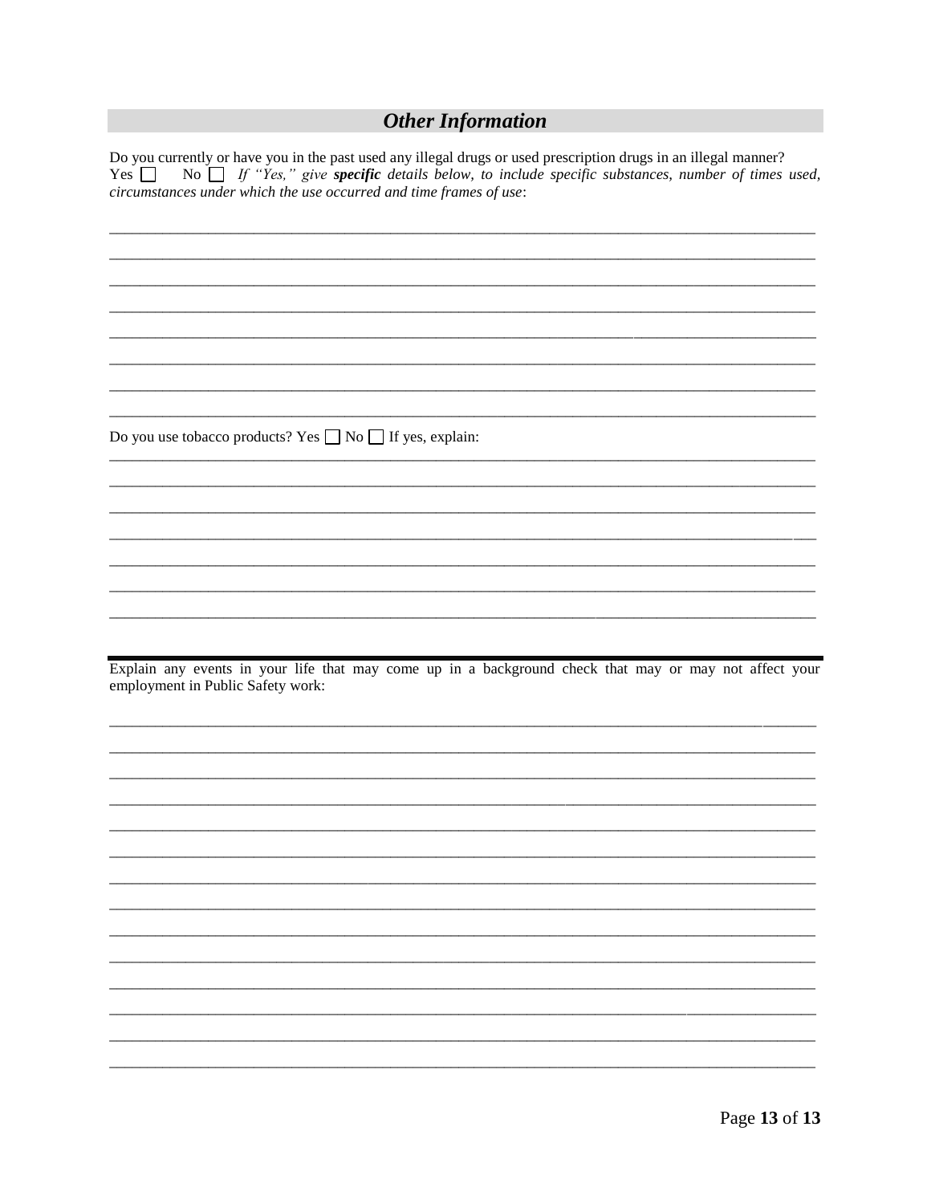## *Other Information*

Do you currently or have you in the past used any illegal drugs or used prescription drugs in an illegal manner?
Yes ☐ No ☐ *If "Yes," give **specific** details below, to include specific substances, number of times used, circumstances under which the use occurred and time frames of use*:

\_\_\_\_\_\_\_\_\_\_\_\_\_\_\_\_\_\_\_\_\_\_\_\_\_\_\_\_\_\_\_\_\_\_\_\_\_\_\_\_\_\_\_\_\_\_\_\_\_\_\_\_\_\_\_\_\_\_\_\_\_\_\_\_\_\_\_\_\_\_\_\_\_\_\_\_\_\_

\_\_\_\_\_\_\_\_\_\_\_\_\_\_\_\_\_\_\_\_\_\_\_\_\_\_\_\_\_\_\_\_\_\_\_\_\_\_\_\_\_\_\_\_\_\_\_\_\_\_\_\_\_\_\_\_\_\_\_\_\_\_\_\_\_\_\_\_\_\_\_\_\_\_\_\_\_\_

\_\_\_\_\_\_\_\_\_\_\_\_\_\_\_\_\_\_\_\_\_\_\_\_\_\_\_\_\_\_\_\_\_\_\_\_\_\_\_\_\_\_\_\_\_\_\_\_\_\_\_\_\_\_\_\_\_\_\_\_\_\_\_\_\_\_\_\_\_\_\_\_\_\_\_\_\_\_

\_\_\_\_\_\_\_\_\_\_\_\_\_\_\_\_\_\_\_\_\_\_\_\_\_\_\_\_\_\_\_\_\_\_\_\_\_\_\_\_\_\_\_\_\_\_\_\_\_\_\_\_\_\_\_\_\_\_\_\_\_\_\_\_\_\_\_\_\_\_\_\_\_\_\_\_\_\_

\_\_\_\_\_\_\_\_\_\_\_\_\_\_\_\_\_\_\_\_\_\_\_\_\_\_\_\_\_\_\_\_\_\_\_\_\_\_\_\_\_\_\_\_\_\_\_\_\_\_\_\_\_\_\_\_\_\_\_\_\_\_\_\_\_\_\_\_\_\_\_\_\_\_\_\_\_\_

\_\_\_\_\_\_\_\_\_\_\_\_\_\_\_\_\_\_\_\_\_\_\_\_\_\_\_\_\_\_\_\_\_\_\_\_\_\_\_\_\_\_\_\_\_\_\_\_\_\_\_\_\_\_\_\_\_\_\_\_\_\_\_\_\_\_\_\_\_\_\_\_\_\_\_\_\_\_

\_\_\_\_\_\_\_\_\_\_\_\_\_\_\_\_\_\_\_\_\_\_\_\_\_\_\_\_\_\_\_\_\_\_\_\_\_\_\_\_\_\_\_\_\_\_\_\_\_\_\_\_\_\_\_\_\_\_\_\_\_\_\_\_\_\_\_\_\_\_\_\_\_\_\_\_\_\_

\_\_\_\_\_\_\_\_\_\_\_\_\_\_\_\_\_\_\_\_\_\_\_\_\_\_\_\_\_\_\_\_\_\_\_\_\_\_\_\_\_\_\_\_\_\_\_\_\_\_\_\_\_\_\_\_\_\_\_\_\_\_\_\_\_\_\_\_\_\_\_\_\_\_\_\_\_\_

Do you use tobacco products? Yes ☐ No ☐ If yes, explain:

\_\_\_\_\_\_\_\_\_\_\_\_\_\_\_\_\_\_\_\_\_\_\_\_\_\_\_\_\_\_\_\_\_\_\_\_\_\_\_\_\_\_\_\_\_\_\_\_\_\_\_\_\_\_\_\_\_\_\_\_\_\_\_\_\_\_\_\_\_\_\_\_\_\_\_\_\_\_

\_\_\_\_\_\_\_\_\_\_\_\_\_\_\_\_\_\_\_\_\_\_\_\_\_\_\_\_\_\_\_\_\_\_\_\_\_\_\_\_\_\_\_\_\_\_\_\_\_\_\_\_\_\_\_\_\_\_\_\_\_\_\_\_\_\_\_\_\_\_\_\_\_\_\_\_\_\_

\_\_\_\_\_\_\_\_\_\_\_\_\_\_\_\_\_\_\_\_\_\_\_\_\_\_\_\_\_\_\_\_\_\_\_\_\_\_\_\_\_\_\_\_\_\_\_\_\_\_\_\_\_\_\_\_\_\_\_\_\_\_\_\_\_\_\_\_\_\_\_\_\_\_\_\_\_\_

\_\_\_\_\_\_\_\_\_\_\_\_\_\_\_\_\_\_\_\_\_\_\_\_\_\_\_\_\_\_\_\_\_\_\_\_\_\_\_\_\_\_\_\_\_\_\_\_\_\_\_\_\_\_\_\_\_\_\_\_\_\_\_\_\_\_\_\_\_\_\_\_\_\_\_\_\_\_

\_\_\_\_\_\_\_\_\_\_\_\_\_\_\_\_\_\_\_\_\_\_\_\_\_\_\_\_\_\_\_\_\_\_\_\_\_\_\_\_\_\_\_\_\_\_\_\_\_\_\_\_\_\_\_\_\_\_\_\_\_\_\_\_\_\_\_\_\_\_\_\_\_\_\_\_\_\_

\_\_\_\_\_\_\_\_\_\_\_\_\_\_\_\_\_\_\_\_\_\_\_\_\_\_\_\_\_\_\_\_\_\_\_\_\_\_\_\_\_\_\_\_\_\_\_\_\_\_\_\_\_\_\_\_\_\_\_\_\_\_\_\_\_\_\_\_\_\_\_\_\_\_\_\_\_\_

\_\_\_\_\_\_\_\_\_\_\_\_\_\_\_\_\_\_\_\_\_\_\_\_\_\_\_\_\_\_\_\_\_\_\_\_\_\_\_\_\_\_\_\_\_\_\_\_\_\_\_\_\_\_\_\_\_\_\_\_\_\_\_\_\_\_\_\_\_\_\_\_\_\_\_\_\_\_

---

Explain any events in your life that may come up in a background check that may or may not affect your employment in Public Safety work:

\_\_\_\_\_\_\_\_\_\_\_\_\_\_\_\_\_\_\_\_\_\_\_\_\_\_\_\_\_\_\_\_\_\_\_\_\_\_\_\_\_\_\_\_\_\_\_\_\_\_\_\_\_\_\_\_\_\_\_\_\_\_\_\_\_\_\_\_\_\_\_\_\_\_\_\_\_\_

\_\_\_\_\_\_\_\_\_\_\_\_\_\_\_\_\_\_\_\_\_\_\_\_\_\_\_\_\_\_\_\_\_\_\_\_\_\_\_\_\_\_\_\_\_\_\_\_\_\_\_\_\_\_\_\_\_\_\_\_\_\_\_\_\_\_\_\_\_\_\_\_\_\_\_\_\_\_

\_\_\_\_\_\_\_\_\_\_\_\_\_\_\_\_\_\_\_\_\_\_\_\_\_\_\_\_\_\_\_\_\_\_\_\_\_\_\_\_\_\_\_\_\_\_\_\_\_\_\_\_\_\_\_\_\_\_\_\_\_\_\_\_\_\_\_\_\_\_\_\_\_\_\_\_\_\_

\_\_\_\_\_\_\_\_\_\_\_\_\_\_\_\_\_\_\_\_\_\_\_\_\_\_\_\_\_\_\_\_\_\_\_\_\_\_\_\_\_\_\_\_\_\_\_\_\_\_\_\_\_\_\_\_\_\_\_\_\_\_\_\_\_\_\_\_\_\_\_\_\_\_\_\_\_\_

\_\_\_\_\_\_\_\_\_\_\_\_\_\_\_\_\_\_\_\_\_\_\_\_\_\_\_\_\_\_\_\_\_\_\_\_\_\_\_\_\_\_\_\_\_\_\_\_\_\_\_\_\_\_\_\_\_\_\_\_\_\_\_\_\_\_\_\_\_\_\_\_\_\_\_\_\_\_

\_\_\_\_\_\_\_\_\_\_\_\_\_\_\_\_\_\_\_\_\_\_\_\_\_\_\_\_\_\_\_\_\_\_\_\_\_\_\_\_\_\_\_\_\_\_\_\_\_\_\_\_\_\_\_\_\_\_\_\_\_\_\_\_\_\_\_\_\_\_\_\_\_\_\_\_\_\_

\_\_\_\_\_\_\_\_\_\_\_\_\_\_\_\_\_\_\_\_\_\_\_\_\_\_\_\_\_\_\_\_\_\_\_\_\_\_\_\_\_\_\_\_\_\_\_\_\_\_\_\_\_\_\_\_\_\_\_\_\_\_\_\_\_\_\_\_\_\_\_\_\_\_\_\_\_\_

\_\_\_\_\_\_\_\_\_\_\_\_\_\_\_\_\_\_\_\_\_\_\_\_\_\_\_\_\_\_\_\_\_\_\_\_\_\_\_\_\_\_\_\_\_\_\_\_\_\_\_\_\_\_\_\_\_\_\_\_\_\_\_\_\_\_\_\_\_\_\_\_\_\_\_\_\_\_

\_\_\_\_\_\_\_\_\_\_\_\_\_\_\_\_\_\_\_\_\_\_\_\_\_\_\_\_\_\_\_\_\_\_\_\_\_\_\_\_\_\_\_\_\_\_\_\_\_\_\_\_\_\_\_\_\_\_\_\_\_\_\_\_\_\_\_\_\_\_\_\_\_\_\_\_\_\_

\_\_\_\_\_\_\_\_\_\_\_\_\_\_\_\_\_\_\_\_\_\_\_\_\_\_\_\_\_\_\_\_\_\_\_\_\_\_\_\_\_\_\_\_\_\_\_\_\_\_\_\_\_\_\_\_\_\_\_\_\_\_\_\_\_\_\_\_\_\_\_\_\_\_\_\_\_\_

\_\_\_\_\_\_\_\_\_\_\_\_\_\_\_\_\_\_\_\_\_\_\_\_\_\_\_\_\_\_\_\_\_\_\_\_\_\_\_\_\_\_\_\_\_\_\_\_\_\_\_\_\_\_\_\_\_\_\_\_\_\_\_\_\_\_\_\_\_\_\_\_\_\_\_\_\_\_

\_\_\_\_\_\_\_\_\_\_\_\_\_\_\_\_\_\_\_\_\_\_\_\_\_\_\_\_\_\_\_\_\_\_\_\_\_\_\_\_\_\_\_\_\_\_\_\_\_\_\_\_\_\_\_\_\_\_\_\_\_\_\_\_\_\_\_\_\_\_\_\_\_\_\_\_\_\_

\_\_\_\_\_\_\_\_\_\_\_\_\_\_\_\_\_\_\_\_\_\_\_\_\_\_\_\_\_\_\_\_\_\_\_\_\_\_\_\_\_\_\_\_\_\_\_\_\_\_\_\_\_\_\_\_\_\_\_\_\_\_\_\_\_\_\_\_\_\_\_\_\_\_\_\_\_\_

\_\_\_\_\_\_\_\_\_\_\_\_\_\_\_\_\_\_\_\_\_\_\_\_\_\_\_\_\_\_\_\_\_\_\_\_\_\_\_\_\_\_\_\_\_\_\_\_\_\_\_\_\_\_\_\_\_\_\_\_\_\_\_\_\_\_\_\_\_\_\_\_\_\_\_\_\_\_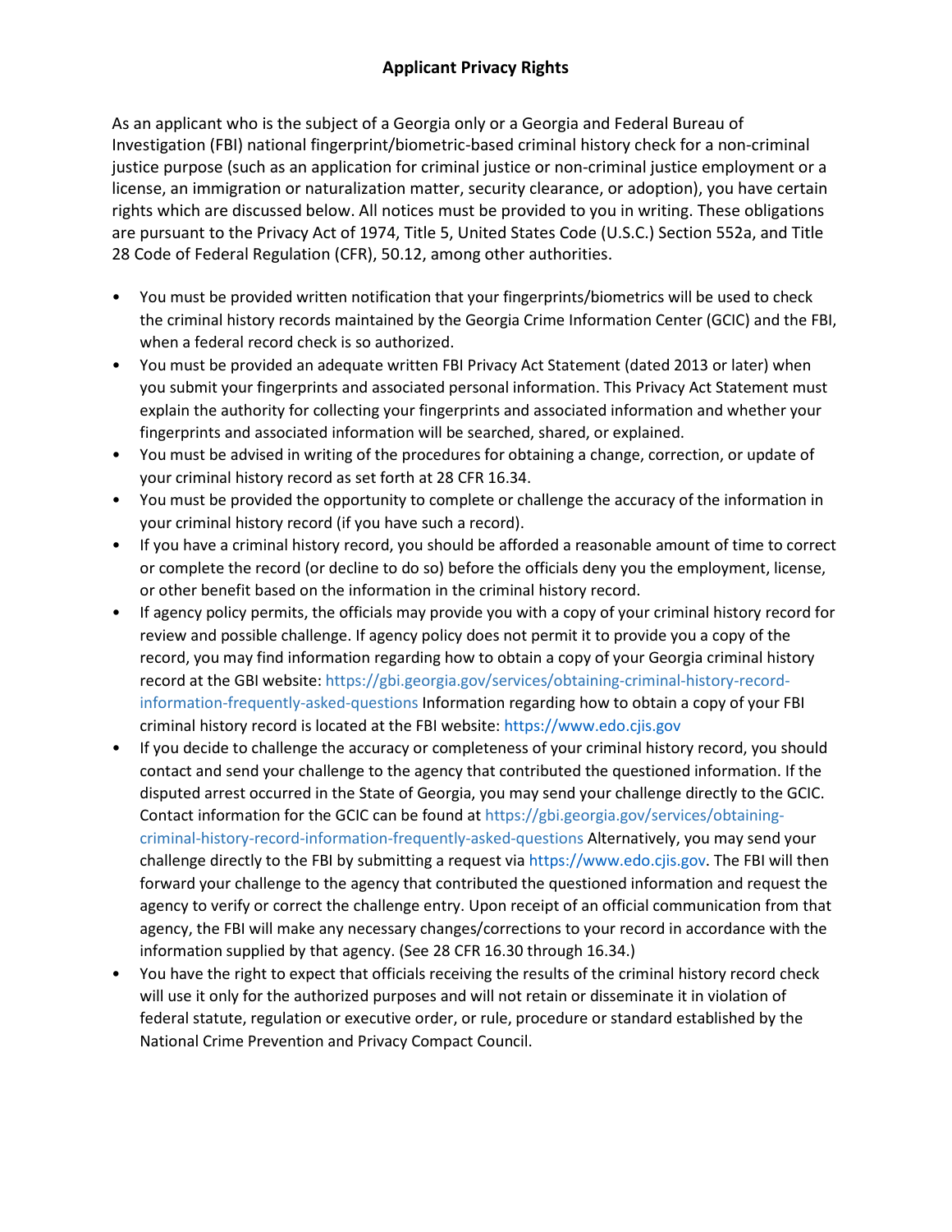# Applicant Privacy Rights

As an applicant who is the subject of a Georgia only or a Georgia and Federal Bureau of Investigation (FBI) national fingerprint/biometric-based criminal history check for a non-criminal justice purpose (such as an application for criminal justice or non-criminal justice employment or a license, an immigration or naturalization matter, security clearance, or adoption), you have certain rights which are discussed below. All notices must be provided to you in writing. These obligations are pursuant to the Privacy Act of 1974, Title 5, United States Code (U.S.C.) Section 552a, and Title 28 Code of Federal Regulation (CFR), 50.12, among other authorities.

- You must be provided written notification that your fingerprints/biometrics will be used to check the criminal history records maintained by the Georgia Crime Information Center (GCIC) and the FBI, when a federal record check is so authorized.
- You must be provided an adequate written FBI Privacy Act Statement (dated 2013 or later) when you submit your fingerprints and associated personal information. This Privacy Act Statement must explain the authority for collecting your fingerprints and associated information and whether your fingerprints and associated information will be searched, shared, or explained.
- You must be advised in writing of the procedures for obtaining a change, correction, or update of your criminal history record as set forth at 28 CFR 16.34.
- You must be provided the opportunity to complete or challenge the accuracy of the information in your criminal history record (if you have such a record).
- If you have a criminal history record, you should be afforded a reasonable amount of time to correct or complete the record (or decline to do so) before the officials deny you the employment, license, or other benefit based on the information in the criminal history record.
- If agency policy permits, the officials may provide you with a copy of your criminal history record for review and possible challenge. If agency policy does not permit it to provide you a copy of the record, you may find information regarding how to obtain a copy of your Georgia criminal history record at the GBI website: https://gbi.georgia.gov/services/obtaining-criminal-history-record-information-frequently-asked-questions Information regarding how to obtain a copy of your FBI criminal history record is located at the FBI website: https://www.edo.cjis.gov
- If you decide to challenge the accuracy or completeness of your criminal history record, you should contact and send your challenge to the agency that contributed the questioned information. If the disputed arrest occurred in the State of Georgia, you may send your challenge directly to the GCIC. Contact information for the GCIC can be found at https://gbi.georgia.gov/services/obtaining-criminal-history-record-information-frequently-asked-questions Alternatively, you may send your challenge directly to the FBI by submitting a request via https://www.edo.cjis.gov. The FBI will then forward your challenge to the agency that contributed the questioned information and request the agency to verify or correct the challenge entry. Upon receipt of an official communication from that agency, the FBI will make any necessary changes/corrections to your record in accordance with the information supplied by that agency. (See 28 CFR 16.30 through 16.34.)
- You have the right to expect that officials receiving the results of the criminal history record check will use it only for the authorized purposes and will not retain or disseminate it in violation of federal statute, regulation or executive order, or rule, procedure or standard established by the National Crime Prevention and Privacy Compact Council.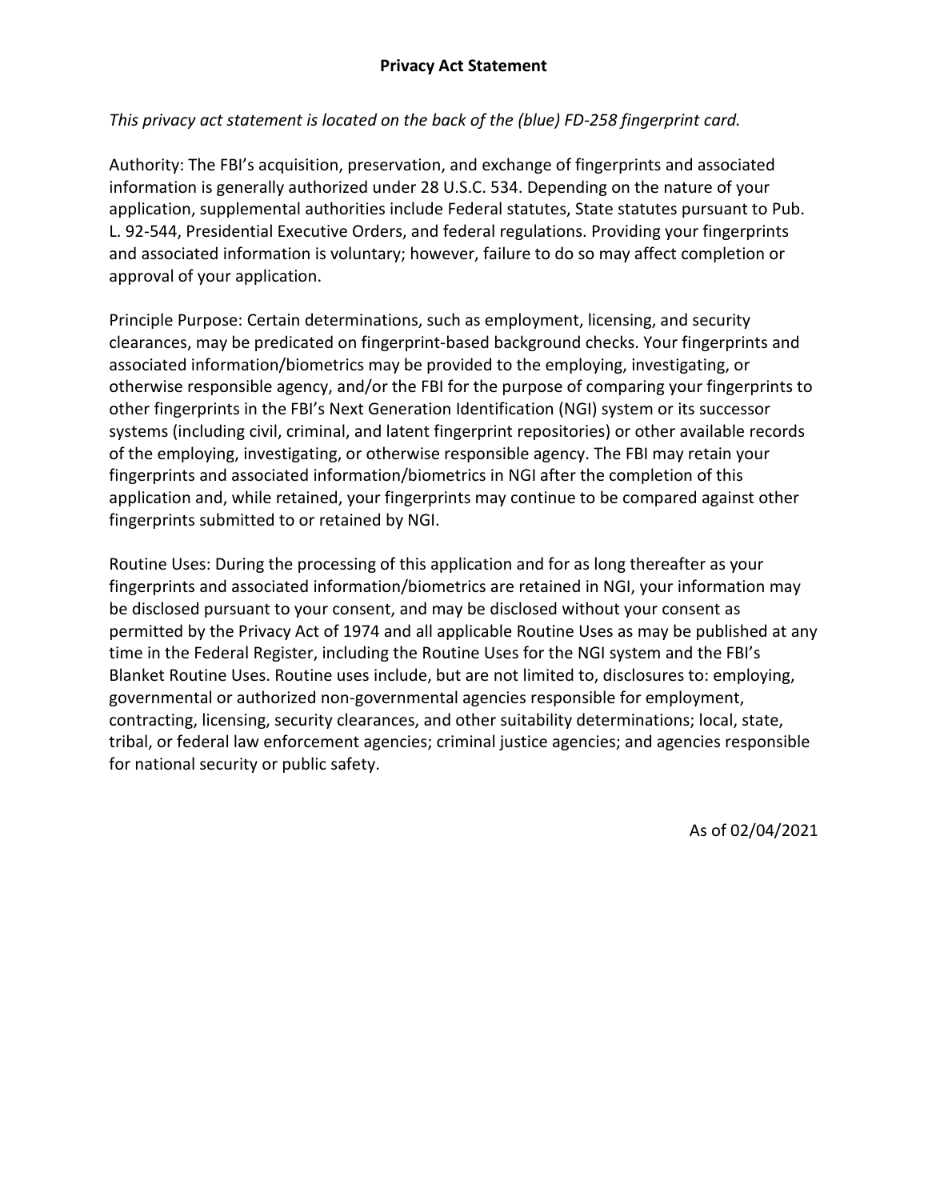## Privacy Act Statement

*This privacy act statement is located on the back of the (blue) FD-258 fingerprint card.*

Authority: The FBI's acquisition, preservation, and exchange of fingerprints and associated information is generally authorized under 28 U.S.C. 534. Depending on the nature of your application, supplemental authorities include Federal statutes, State statutes pursuant to Pub. L. 92-544, Presidential Executive Orders, and federal regulations. Providing your fingerprints and associated information is voluntary; however, failure to do so may affect completion or approval of your application.

Principle Purpose: Certain determinations, such as employment, licensing, and security clearances, may be predicated on fingerprint-based background checks. Your fingerprints and associated information/biometrics may be provided to the employing, investigating, or otherwise responsible agency, and/or the FBI for the purpose of comparing your fingerprints to other fingerprints in the FBI's Next Generation Identification (NGI) system or its successor systems (including civil, criminal, and latent fingerprint repositories) or other available records of the employing, investigating, or otherwise responsible agency. The FBI may retain your fingerprints and associated information/biometrics in NGI after the completion of this application and, while retained, your fingerprints may continue to be compared against other fingerprints submitted to or retained by NGI.

Routine Uses: During the processing of this application and for as long thereafter as your fingerprints and associated information/biometrics are retained in NGI, your information may be disclosed pursuant to your consent, and may be disclosed without your consent as permitted by the Privacy Act of 1974 and all applicable Routine Uses as may be published at any time in the Federal Register, including the Routine Uses for the NGI system and the FBI's Blanket Routine Uses. Routine uses include, but are not limited to, disclosures to: employing, governmental or authorized non-governmental agencies responsible for employment, contracting, licensing, security clearances, and other suitability determinations; local, state, tribal, or federal law enforcement agencies; criminal justice agencies; and agencies responsible for national security or public safety.

As of 02/04/2021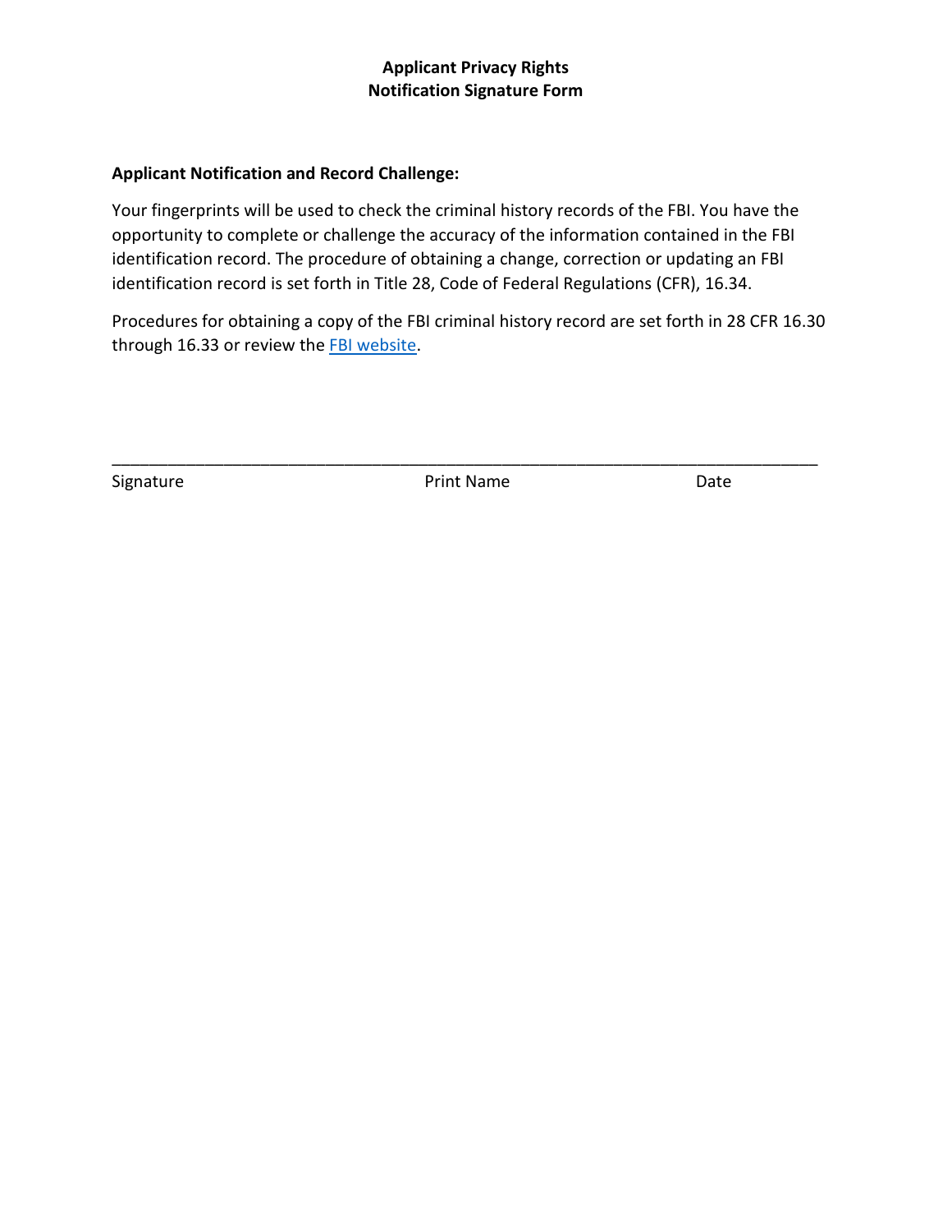## Applicant Privacy Rights
## Notification Signature Form

**Applicant Notification and Record Challenge:**

Your fingerprints will be used to check the criminal history records of the FBI. You have the opportunity to complete or challenge the accuracy of the information contained in the FBI identification record. The procedure of obtaining a change, correction or updating an FBI identification record is set forth in Title 28, Code of Federal Regulations (CFR), 16.34.

Procedures for obtaining a copy of the FBI criminal history record are set forth in 28 CFR 16.30 through 16.33 or review the FBI website.

_______________________________________________________________________________

Signature                                        Print Name                                        Date